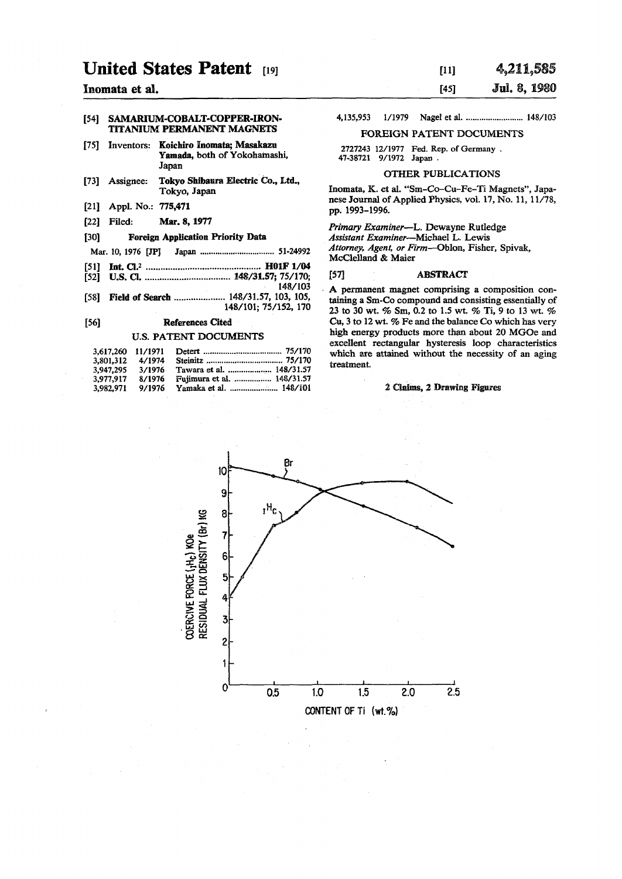# United States Patent [19]

**Inomata et al.**

[11] **4,211,585**

[45] **Jul. 8, 1980**

[54] **SAMARIUM-COBALT-COPPER-IRON-TITANIUM PERMANENT MAGNETS**

[75] Inventors: **Koichiro Inomata; Masakazu Yamada,** both of Yokohamashi, Japan

[73] Assignee: **Tokyo Shibaura Electric Co., Ltd.,** Tokyo, Japan

[21] Appl. No.: **775,471**

[22] Filed: **Mar. 8, 1977**

[30] **Foreign Application Priority Data**

Mar. 10, 1976 [JP] Japan .................................. 51-24992

[51] **Int. Cl.**[2] .............................................. **H01F 1/04**

[52] **U.S. Cl.** .................................. **148/31.57;** 75/170; 148/103

[58] **Field of Search** ..................... 148/31.57, 103, 105, 148/101; 75/152, 170

[56] **References Cited**

**U.S. PATENT DOCUMENTS**

| | | | |
|---|---|---|---|
| 3,617,260 | 11/1971 | Detert | 75/170 |
| 3,801,312 | 4/1974 | Steinitz | 75/170 |
| 3,947,295 | 3/1976 | Tawara et al. | 148/31.57 |
| 3,977,917 | 8/1976 | Fujimura et al. | 148/31.57 |
| 3,982,971 | 9/1976 | Yamaka et al. | 148/101 |
| 4,135,953 | 1/1979 | Nagel et al. | 148/103 |

**FOREIGN PATENT DOCUMENTS**

2727243 12/1977 Fed. Rep. of Germany .
47-38721 9/1972 Japan .

**OTHER PUBLICATIONS**

Inomata, K. et al. "Sm-Co-Cu-Fe-Ti Magnets", Japanese Journal of Applied Physics, vol. 17, No. 11, 11/78, pp. 1993–1996.

*Primary Examiner*—L. Dewayne Rutledge
*Assistant Examiner*—Michael L. Lewis
*Attorney, Agent, or Firm*—Oblon, Fisher, Spivak, McClelland & Maier

[57] **ABSTRACT**

A permanent magnet comprising a composition containing a Sm-Co compound and consisting essentially of 23 to 30 wt. % Sm, 0.2 to 1.5 wt. % Ti, 9 to 13 wt. % Cu, 3 to 12 wt. % Fe and the balance Co which has very high energy products more than about 20 MGOe and excellent rectangular hysteresis loop characteristics which are attained without the necessity of an aging treatment.

**2 Claims, 2 Drawing Figures**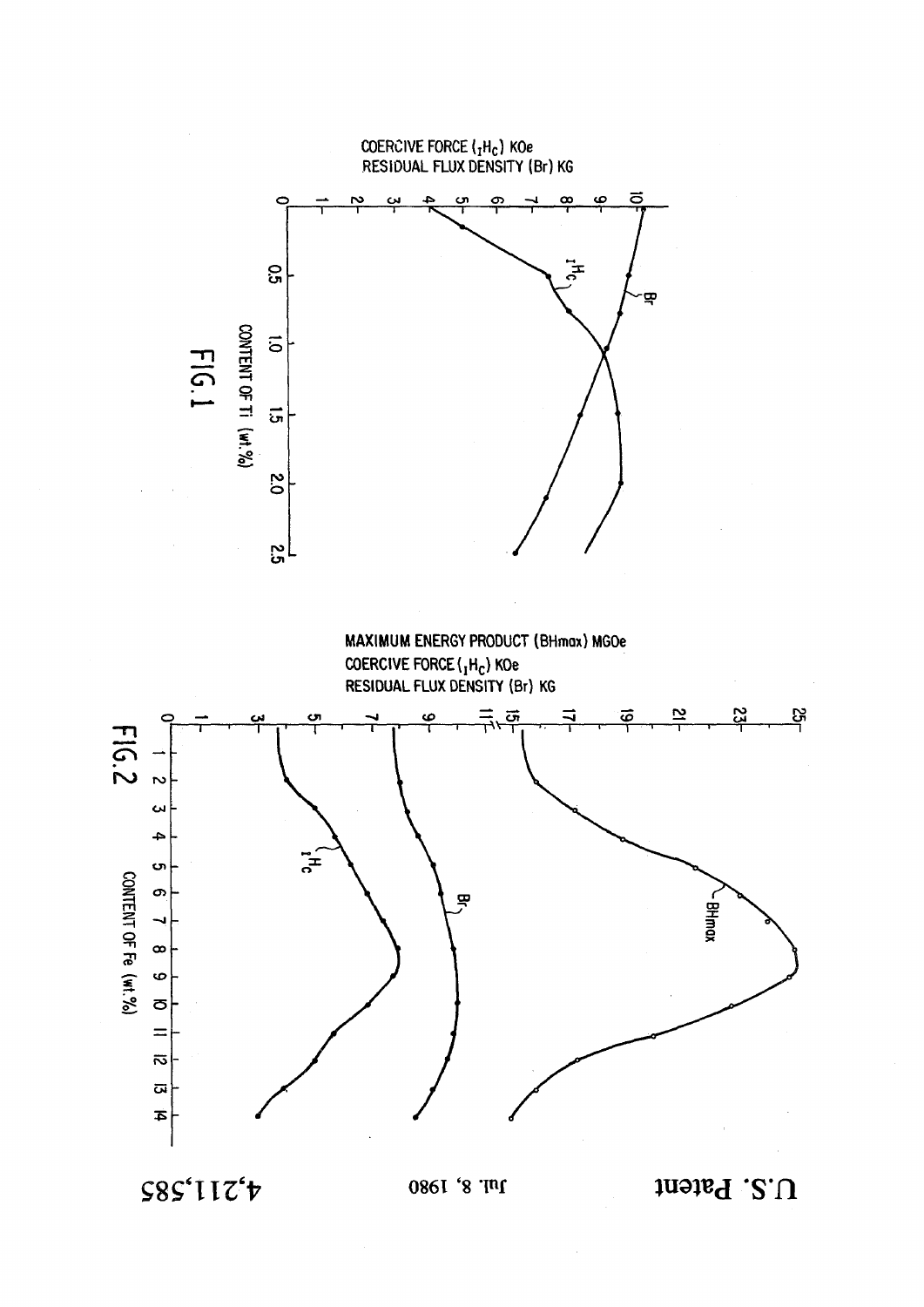FIG. 1

FIG. 2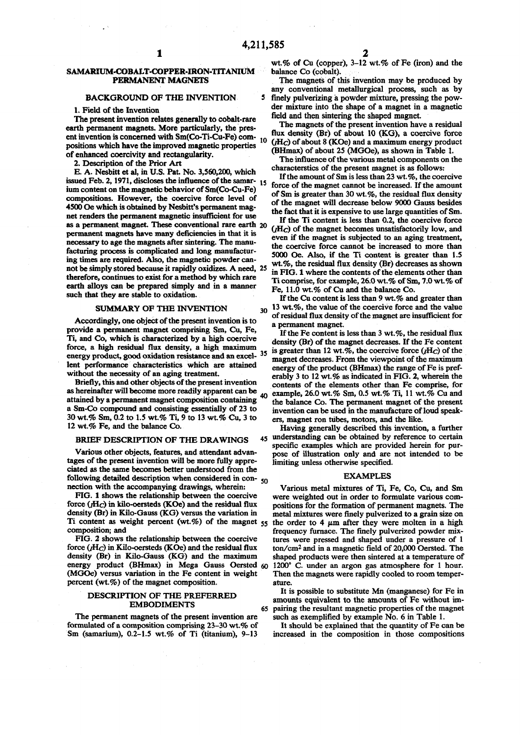# SAMARIUM-COBALT-COPPER-IRON-TITANIUM PERMANENT MAGNETS

## BACKGROUND OF THE INVENTION

### 1. Field of the Invention

The present invention relates generally to cobalt-rare earth permanent magnets. More particularly, the present invention is concerned with Sm(Co-Ti-Cu-Fe) compositions which have the improved magnetic properties of enhanced coercivity and rectangularity.

### 2. Description of the Prior Art

E. A. Nesbitt et al, in U.S. Pat. No. 3,560,200, which issued Feb. 2, 1971, discloses the influence of the samarium content on the magnetic behavior of Sm(Co-Cu-Fe) compositions. However, the coercive force level of 4500 Oe which is obtained by Nesbitt's permanent magnet renders the permanent magnetic insufficient for use as a permanent magnet. These conventional rare earth permanent magnets have many deficiencies in that it is necessary to age the magnets after sintering. The manufacturing process is complicated and long manufacturing times are required. Also, the magnetic powder cannot be simply stored because it rapidly oxidizes. A need, therefore, continues to exist for a method by which rare earth alloys can be prepared simply and in a manner such that they are stable to oxidation.

## SUMMARY OF THE INVENTION

Accordingly, one object of the present invention is to provide a permanent magnet comprising Sm, Cu, Fe, Ti, and Co, which is characterized by a high coercive force, a high residual flux density, a high maximum energy product, good oxidation resistance and an excellent performance characteristics which are attained without the necessity of an aging treatment.

Briefly, this and other objects of the present invention as hereinafter will become more readily apparent can be attained by a permanent magnet composition containing a Sm-Co compound and consisting essentially of 23 to 30 wt.% Sm, 0.2 to 1.5 wt.% Ti, 9 to 13 wt.% Cu, 3 to 12 wt.% Fe, and the balance Co.

## BRIEF DESCRIPTION OF THE DRAWINGS

Various other objects, features, and attendant advantages of the present invention will be more fully appreciated as the same becomes better understood from the following detailed description when considered in connection with the accompanying drawings, wherein:

FIG. 1 shows the relationship between the coercive force ($_IH_C$) in kilo-oersteds (KOe) and the residual flux density (Br) in Kilo-Gauss (KG) versus the variation in Ti content as weight percent (wt.%) of the magnet composition; and

FIG. 2 shows the relationship between the coercive force ($_IH_C$) in Kilo-oersteds (KOe) and the residual flux density (Br) in Kilo-Gauss (KG) and the maximum energy product (BHmax) in Mega Gauss Oersted (MGOe) versus variation in the Fe content in weight percent (wt.%) of the magnet composition.

## DESCRIPTION OF THE PREFERRED EMBODIMENTS

The permanent magnets of the present invention are formulated of a composition comprising 23–30 wt.% of Sm (samarium), 0.2–1.5 wt.% of Ti (titanium), 9–13 wt.% of Cu (copper), 3–12 wt.% of Fe (iron) and the balance Co (cobalt).

The magnets of this invention may be produced by any conventional metallurgical process, such as by finely pulverizing a powder mixture, pressing the powder mixture into the shape of a magnet in a magnetic field and then sintering the shaped magnet.

The magnets of the present invention have a residual flux density (Br) of about 10 (KG), a coercive force ($_IH_C$) of about 8 (KOe) and a maximum energy product (BHmax) of about 25 (MGOe), as shown in Table 1.

The influence of the various metal components on the characterstics of the present magnet is as follows:

If the amount of Sm is less than 23 wt.%, the coercive force of the magnet cannot be increased. If the amount of Sm is greater than 30 wt.%, the residual flux density of the magnet will decrease below 9000 Gauss besides the fact that it is expensive to use large quantities of Sm.

If the Ti content is less than 0.2, the coercive force ($_IH_C$) of the magnet becomes unsatisfactorily low, and even if the magnet is subjected to an aging treatment, the coercive force cannot be increased to more than 5000 Oe. Also, if the Ti content is greater than 1.5 wt.%, the residual flux density (Br) decreases as shown in FIG. 1 where the contents of the elements other than Ti comprise, for example, 26.0 wt.% of Sm, 7.0 wt.% of Fe, 11.0 wt.% of Cu and the balance Co.

If the Cu content is less than 9 wt.% and greater than 13 wt.%, the value of the coercive force and the value of residual flux density of the magnet are insufficient for a permanent magnet.

If the Fe content is less than 3 wt.%, the residual flux density (Br) of the magnet decreases. If the Fe content is greater than 12 wt.%, the coercive force ($_IH_C$) of the magnet decreases. From the viewpoint of the maximum energy of the product (BHmax) the range of Fe is preferably 3 to 12 wt.% as indicated in FIG. 2, wherein the contents of the elements other than Fe comprise, for example, 26.0 wt.% Sm, 0.5 wt.% Ti, 11 wt.% Cu and the balance Co. The permanent magnet of the present invention can be used in the manufacture of loud speakers, magnet ron tubes, motors, and the like.

Having generally described this invention, a further understanding can be obtained by reference to certain specific examples which are provided herein for purpose of illustration only and are not intended to be limiting unless otherwise specified.

## EXAMPLES

Various metal mixtures of Ti, Fe, Co, Cu, and Sm were weighted out in order to formulate various compositions for the formation of permanent magnets. The metal mixtures were finely pulverized to a grain size on the order to 4 μm after they were molten in a high frequency furnace. The finely pulverized powder mixtures were pressed and shaped under a pressure of 1 ton/cm$^2$ and in a magnetic field of 20,000 Oersted. The shaped products were then sintered at a temperature of 1200° C. under an argon gas atmosphere for 1 hour. Then the magnets were rapidly cooled to room temperature.

It is possible to substitute Mn (manganese) for Fe in amounts equivalent to the amounts of Fe without impairing the resultant magnetic properties of the magnet such as exemplified by example No. 6 in Table 1.

It should be explained that the quantity of Fe can be increased in the composition in those compositions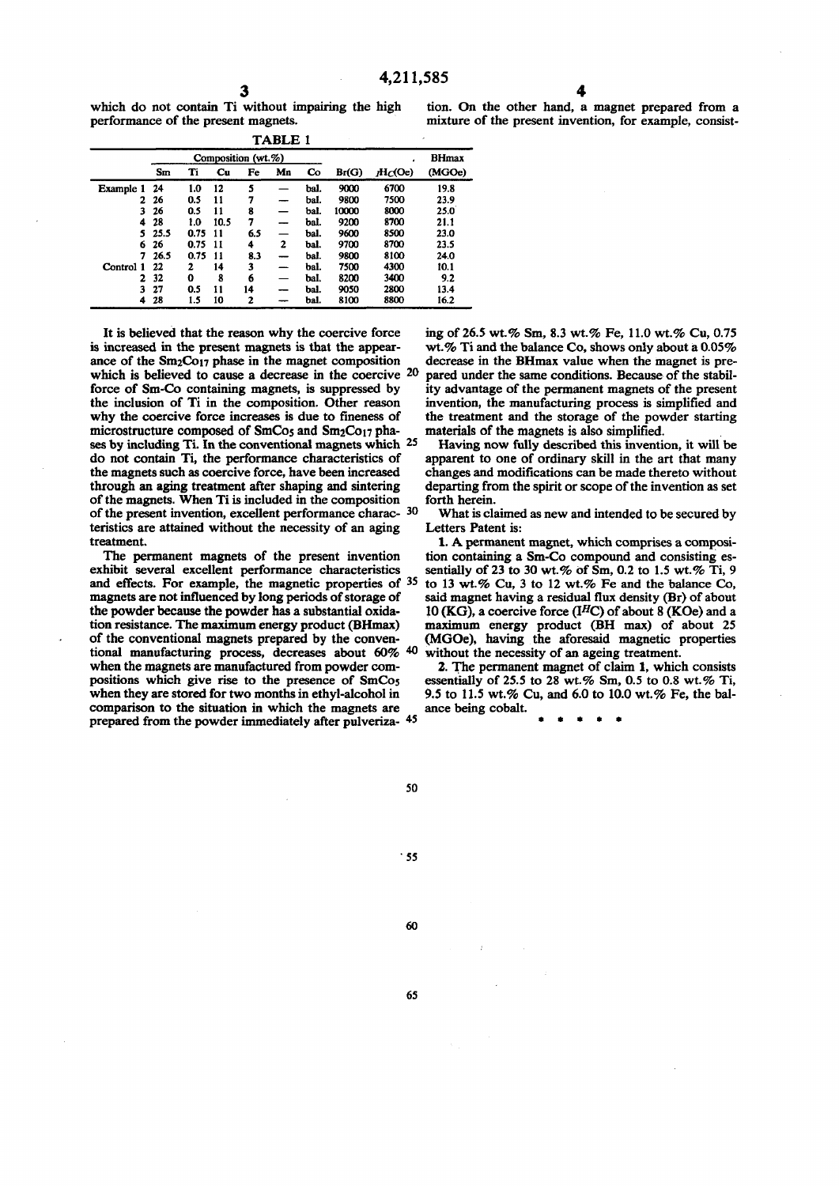which do not contain Ti without impairing the high performance of the present magnets.

TABLE 1

| | Composition (wt.%) | | | | | | | | BHmax |
|---|---|---|---|---|---|---|---|---|---|
| | Sm | Ti | Cu | Fe | Mn | Co | Br(G) | $_IH_C$(Oe) | (MGOe) |
| Example 1 | 24 | 1.0 | 12 | 5 | — | bal. | 9000 | 6700 | 19.8 |
| 2 | 26 | 0.5 | 11 | 7 | — | bal. | 9800 | 7500 | 23.9 |
| 3 | 26 | 0.5 | 11 | 8 | — | bal. | 10000 | 8000 | 25.0 |
| 4 | 28 | 1.0 | 10.5 | 7 | — | bal. | 9200 | 8700 | 21.1 |
| 5 | 25.5 | 0.75 | 11 | 6.5 | — | bal. | 9600 | 8500 | 23.0 |
| 6 | 26 | 0.75 | 11 | 4 | 2 | bal. | 9700 | 8700 | 23.5 |
| 7 | 26.5 | 0.75 | 11 | 8.3 | — | bal. | 9800 | 8100 | 24.0 |
| Control 1 | 22 | 2 | 14 | 3 | — | bal. | 7500 | 4300 | 10.1 |
| 2 | 32 | 0 | 8 | 6 | — | bal. | 8200 | 3400 | 9.2 |
| 3 | 27 | 0.5 | 11 | 14 | — | bal. | 9050 | 2800 | 13.4 |
| 4 | 28 | 1.5 | 10 | 2 | — | bal. | 8100 | 8800 | 16.2 |

It is believed that the reason why the coercive force is increased in the present magnets is that the appearance of the $Sm_2Co_{17}$ phase in the magnet composition which is believed to cause a decrease in the coercive force of Sm-Co containing magnets, is suppressed by the inclusion of Ti in the composition. Other reason why the coercive force increases is due to fineness of microstructure composed of $SmCo_5$ and $Sm_2Co_{17}$ phases by including Ti. In the conventional magnets which do not contain Ti, the performance characteristics of the magnets such as coercive force, have been increased through an aging treatment after shaping and sintering of the magnets. When Ti is included in the composition of the present invention, excellent performance characteristics are attained without the necessity of an aging treatment.

The permanent magnets of the present invention exhibit several excellent performance characteristics and effects. For example, the magnetic properties of magnets are not influenced by long periods of storage of the powder because the powder has a substantial oxidation resistance. The maximum energy product (BHmax) of the conventional magnets prepared by the conventional manufacturing process, decreases about 60% when the magnets are manufactured from powder compositions which give rise to the presence of $SmCo_5$ when they are stored for two months in ethyl-alcohol in comparison to the situation in which the magnets are prepared from the powder immediately after pulverization. On the other hand, a magnet prepared from a mixture of the present invention, for example, consisting of 26.5 wt.% Sm, 8.3 wt.% Fe, 11.0 wt.% Cu, 0.75 wt.% Ti and the balance Co, shows only about a 0.05% decrease in the BHmax value when the magnet is prepared under the same conditions. Because of the stability advantage of the permanent magnets of the present invention, the manufacturing process is simplified and the treatment and the storage of the powder starting materials of the magnets is also simplified.

Having now fully described this invention, it will be apparent to one of ordinary skill in the art that many changes and modifications can be made thereto without departing from the spirit or scope of the invention as set forth herein.

What is claimed as new and intended to be secured by Letters Patent is:

1. A permanent magnet, which comprises a composition containing a Sm-Co compound and consisting essentially of 23 to 30 wt.% of Sm, 0.2 to 1.5 wt.% Ti, 9 to 13 wt.% Cu, 3 to 12 wt.% Fe and the balance Co, said magnet having a residual flux density (Br) of about 10 (KG), a coercive force ($I^HC$) of about 8 (KOe) and a maximum energy product (BH max) of about 25 (MGOe), having the aforesaid magnetic properties without the necessity of an ageing treatment.

2. The permanent magnet of claim 1, which consists essentially of 25.5 to 28 wt.% Sm, 0.5 to 0.8 wt.% Ti, 9.5 to 11.5 wt.% Cu, and 6.0 to 10.0 wt.% Fe, the balance being cobalt.

* * * * *